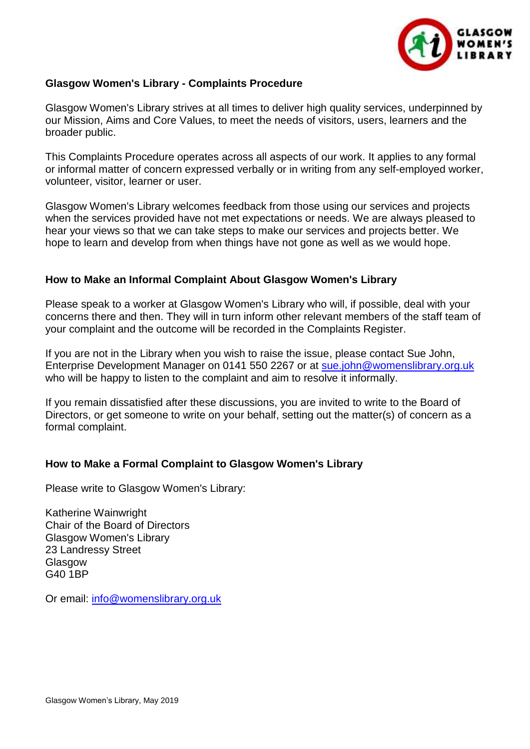## Glasgow Women's Library - Complaints Procedure

Glasgow Women's Library strives at all times to deliver high quality services, underpinned by our Mission, Aims and Core Values, to meet the needs of visitors, users, learners and the broader public.

This Complaints Procedure operates across all aspects of our work. It applies to any formal or informal matter of concern expressed verbally or in writing from any self-employed worker, volunteer, visitor, learner or user.

Glasgow Women's Library welcomes feedback from those using our services and projects when the services provided have not met expectations or needs. We are always pleased to hear your views so that we can take steps to make our services and projects better. We hope to learn and develop from when things have not gone as well as we would hope.

### How to Make an Informal Complaint About Glasgow Women's Library

Please speak to a worker at Glasgow Women's Library who will, if possible, deal with your concerns there and then. They will in turn inform other relevant members of the staff team of your complaint and the outcome will be recorded in the Complaints Register.

If you are not in the Library when you wish to raise the issue, please contact Sue John, Enterprise Development Manager on 0141 550 2267 or at sue.john@womenslibrary.org.uk who will be happy to listen to the complaint and aim to resolve it informally.

If you remain dissatisfied after these discussions, you are invited to write to the Board of Directors, or get someone to write on your behalf, setting out the matter(s) of concern as a formal complaint.

### How to Make a Formal Complaint to Glasgow Women's Library

Please write to Glasgow Women's Library:

Katherine Wainwright
Chair of the Board of Directors
Glasgow Women's Library
23 Landressy Street
Glasgow
G40 1BP

Or email: info@womenslibrary.org.uk

Glasgow Women's Library, May 2019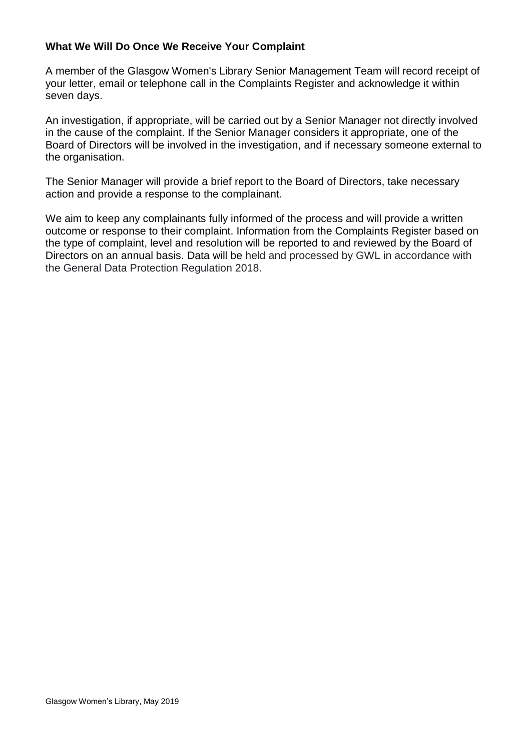**What We Will Do Once We Receive Your Complaint**

A member of the Glasgow Women's Library Senior Management Team will record receipt of your letter, email or telephone call in the Complaints Register and acknowledge it within seven days.

An investigation, if appropriate, will be carried out by a Senior Manager not directly involved in the cause of the complaint. If the Senior Manager considers it appropriate, one of the Board of Directors will be involved in the investigation, and if necessary someone external to the organisation.

The Senior Manager will provide a brief report to the Board of Directors, take necessary action and provide a response to the complainant.

We aim to keep any complainants fully informed of the process and will provide a written outcome or response to their complaint. Information from the Complaints Register based on the type of complaint, level and resolution will be reported to and reviewed by the Board of Directors on an annual basis. Data will be held and processed by GWL in accordance with the General Data Protection Regulation 2018.

Glasgow Women's Library, May 2019